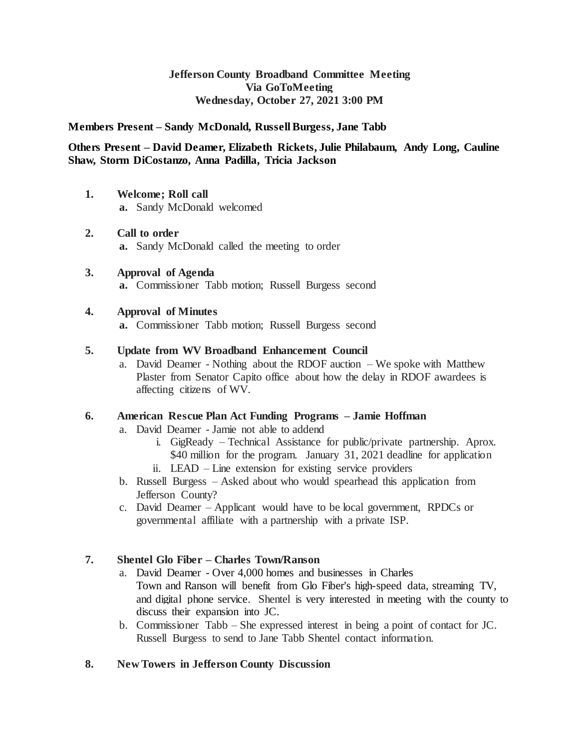**Jefferson County Broadband Committee Meeting**
**Via GoToMeeting**
**Wednesday, October 27, 2021 3:00 PM**

**Members Present – Sandy McDonald, Russell Burgess, Jane Tabb**

**Others Present – David Deamer, Elizabeth Rickets, Julie Philabaum, Andy Long, Cauline Shaw, Storm DiCostanzo, Anna Padilla, Tricia Jackson**

1. **Welcome; Roll call**
   a. Sandy McDonald welcomed

2. **Call to order**
   a. Sandy McDonald called the meeting to order

3. **Approval of Agenda**
   a. Commissioner Tabb motion; Russell Burgess second

4. **Approval of Minutes**
   a. Commissioner Tabb motion; Russell Burgess second

5. **Update from WV Broadband Enhancement Council**
   a. David Deamer - Nothing about the RDOF auction – We spoke with Matthew Plaster from Senator Capito office about how the delay in RDOF awardees is affecting citizens of WV.

6. **American Rescue Plan Act Funding Programs – Jamie Hoffman**
   a. David Deamer - Jamie not able to addend
      i. GigReady – Technical Assistance for public/private partnership. Aprox. $40 million for the program. January 31, 2021 deadline for application
      ii. LEAD – Line extension for existing service providers
   b. Russell Burgess – Asked about who would spearhead this application from Jefferson County?
   c. David Deamer – Applicant would have to be local government, RPDCs or governmental affiliate with a partnership with a private ISP.

7. **Shentel Glo Fiber – Charles Town/Ranson**
   a. David Deamer - Over 4,000 homes and businesses in Charles Town and Ranson will benefit from Glo Fiber's high-speed data, streaming TV, and digital phone service. Shentel is very interested in meeting with the county to discuss their expansion into JC.
   b. Commissioner Tabb – She expressed interest in being a point of contact for JC. Russell Burgess to send to Jane Tabb Shentel contact information.

8. **New Towers in Jefferson County Discussion**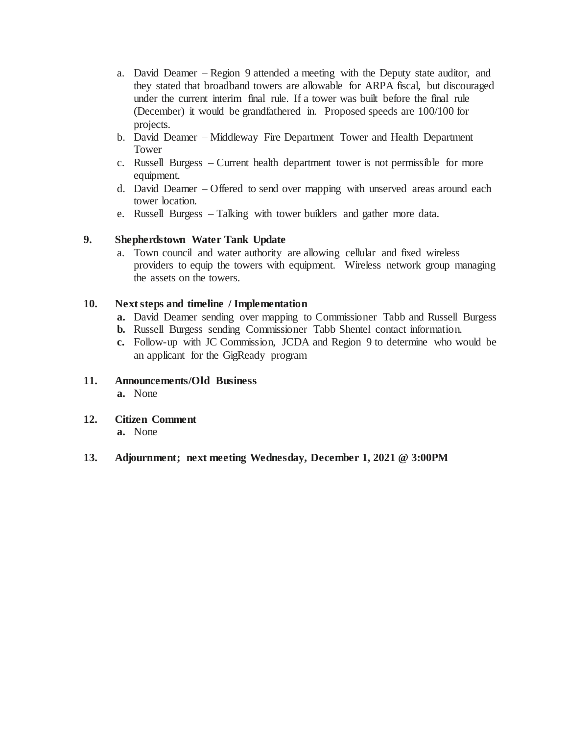a. David Deamer – Region 9 attended a meeting with the Deputy state auditor, and they stated that broadband towers are allowable for ARPA fiscal, but discouraged under the current interim final rule. If a tower was built before the final rule (December) it would be grandfathered in. Proposed speeds are 100/100 for projects.
b. David Deamer – Middleway Fire Department Tower and Health Department Tower
c. Russell Burgess – Current health department tower is not permissible for more equipment.
d. David Deamer – Offered to send over mapping with unserved areas around each tower location.
e. Russell Burgess – Talking with tower builders and gather more data.

**9. Shepherdstown Water Tank Update**

a. Town council and water authority are allowing cellular and fixed wireless providers to equip the towers with equipment. Wireless network group managing the assets on the towers.

**10. Next steps and timeline / Implementation**

**a.** David Deamer sending over mapping to Commissioner Tabb and Russell Burgess
**b.** Russell Burgess sending Commissioner Tabb Shentel contact information.
**c.** Follow-up with JC Commission, JCDA and Region 9 to determine who would be an applicant for the GigReady program

**11. Announcements/Old Business**

**a.** None

**12. Citizen Comment**

**a.** None

**13. Adjournment; next meeting Wednesday, December 1, 2021 @ 3:00PM**